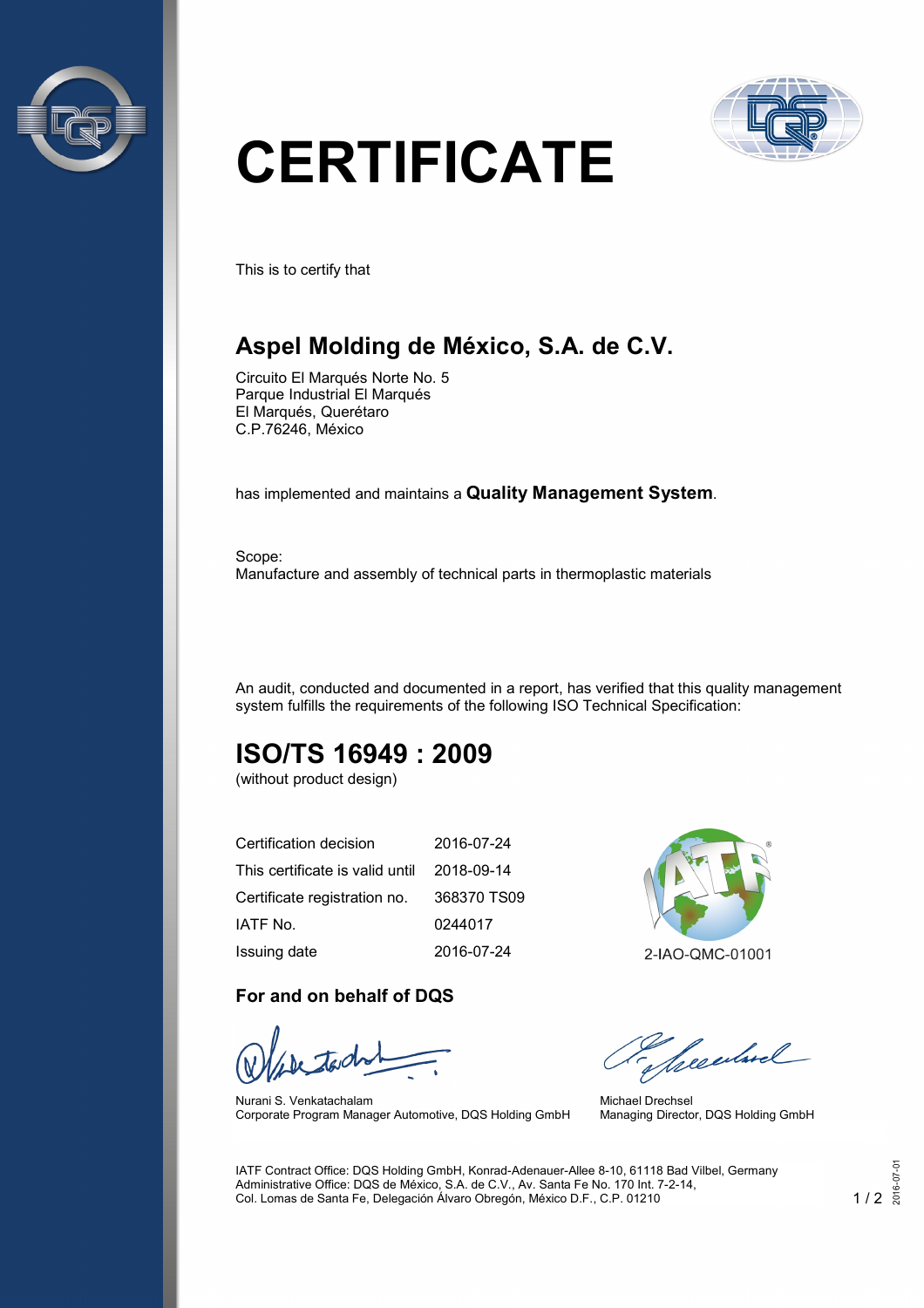# CERTIFICATE

This is to certify that

## Aspel Molding de México, S.A. de C.V.

Circuito El Marqués Norte No. 5
Parque Industrial El Marqués
El Marqués, Querétaro
C.P.76246, México

has implemented and maintains a **Quality Management System**.

Scope:
Manufacture and assembly of technical parts in thermoplastic materials

An audit, conducted and documented in a report, has verified that this quality management system fulfills the requirements of the following ISO Technical Specification:

## ISO/TS 16949 : 2009

(without product design)

| | |
|---|---|
| Certification decision | 2016-07-24 |
| This certificate is valid until | 2018-09-14 |
| Certificate registration no. | 368370 TS09 |
| IATF No. | 0244017 |
| Issuing date | 2016-07-24 |

2-IAO-QMC-01001

**For and on behalf of DQS**

Nurani S. Venkatachalam
Corporate Program Manager Automotive, DQS Holding GmbH

Michael Drechsel
Managing Director, DQS Holding GmbH

IATF Contract Office: DQS Holding GmbH, Konrad-Adenauer-Allee 8-10, 61118 Bad Vilbel, Germany
Administrative Office: DQS de México, S.A. de C.V., Av. Santa Fe No. 170 Int. 7-2-14,
Col. Lomas de Santa Fe, Delegación Álvaro Obregón, México D.F., C.P. 01210

2016-07-01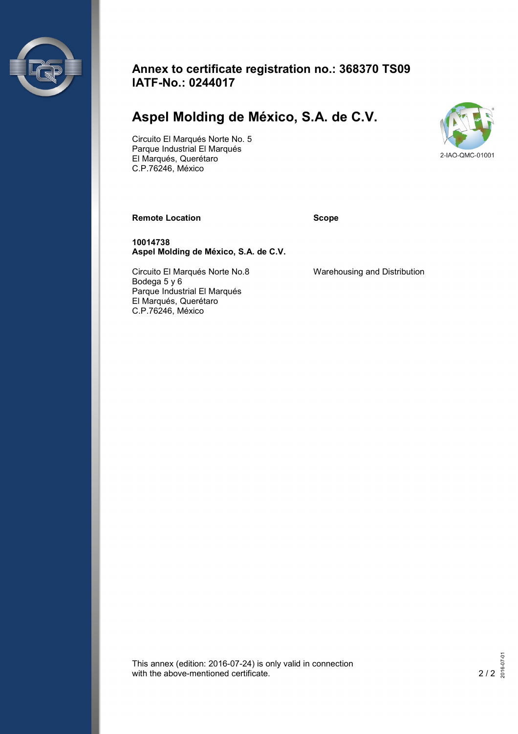**Annex to certificate registration no.: 368370 TS09**
**IATF-No.: 0244017**

## Aspel Molding de México, S.A. de C.V.

Circuito El Marqués Norte No. 5
Parque Industrial El Marqués
El Marqués, Querétaro
C.P.76246, México

2-IAO-QMC-01001

| Remote Location | Scope |
|---|---|
| **10014738**<br>**Aspel Molding de México, S.A. de C.V.**<br><br>Circuito El Marqués Norte No.8<br>Bodega 5 y 6<br>Parque Industrial El Marqués<br>El Marqués, Querétaro<br>C.P.76246, México | Warehousing and Distribution |

This annex (edition: 2016-07-24) is only valid in connection with the above-mentioned certificate.